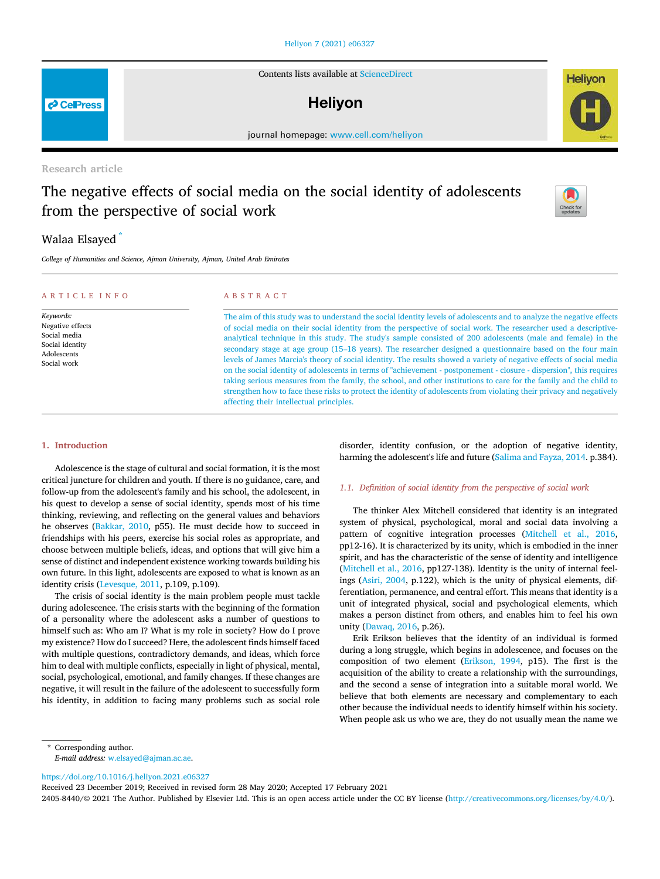Research article

# The negative effects of social media on the social identity of adolescents from the perspective of social work

Walaa Elsayed *

*College of Humanities and Science, Ajman University, Ajman, United Arab Emirates*

## ARTICLE INFO

*Keywords:*
Negative effects
Social media
Social identity
Adolescents
Social work

## ABSTRACT

The aim of this study was to understand the social identity levels of adolescents and to analyze the negative effects of social media on their social identity from the perspective of social work. The researcher used a descriptive-analytical technique in this study. The study's sample consisted of 200 adolescents (male and female) in the secondary stage at age group (15–18 years). The researcher designed a questionnaire based on the four main levels of James Marcia's theory of social identity. The results showed a variety of negative effects of social media on the social identity of adolescents in terms of "achievement - postponement - closure - dispersion", this requires taking serious measures from the family, the school, and other institutions to care for the family and the child to strengthen how to face these risks to protect the identity of adolescents from violating their privacy and negatively affecting their intellectual principles.

## 1. Introduction

Adolescence is the stage of cultural and social formation, it is the most critical juncture for children and youth. If there is no guidance, care, and follow-up from the adolescent's family and his school, the adolescent, in his quest to develop a sense of social identity, spends most of his time thinking, reviewing, and reflecting on the general values and behaviors he observes (Bakkar, 2010, p55). He must decide how to succeed in friendships with his peers, exercise his social roles as appropriate, and choose between multiple beliefs, ideas, and options that will give him a sense of distinct and independent existence working towards building his own future. In this light, adolescents are exposed to what is known as an identity crisis (Levesque, 2011, p.109, p.109).

The crisis of social identity is the main problem people must tackle during adolescence. The crisis starts with the beginning of the formation of a personality where the adolescent asks a number of questions to himself such as: Who am I? What is my role in society? How do I prove my existence? How do I succeed? Here, the adolescent finds himself faced with multiple questions, contradictory demands, and ideas, which force him to deal with multiple conflicts, especially in light of physical, mental, social, psychological, emotional, and family changes. If these changes are negative, it will result in the failure of the adolescent to successfully form his identity, in addition to facing many problems such as social role disorder, identity confusion, or the adoption of negative identity, harming the adolescent's life and future (Salima and Fayza, 2014. p.384).

### 1.1. Definition of social identity from the perspective of social work

The thinker Alex Mitchell considered that identity is an integrated system of physical, psychological, moral and social data involving a pattern of cognitive integration processes (Mitchell et al., 2016, pp12-16). It is characterized by its unity, which is embodied in the inner spirit, and has the characteristic of the sense of identity and intelligence (Mitchell et al., 2016, pp127-138). Identity is the unity of internal feelings (Asiri, 2004, p.122), which is the unity of physical elements, differentiation, permanence, and central effort. This means that identity is a unit of integrated physical, social and psychological elements, which makes a person distinct from others, and enables him to feel his own unity (Dawaq, 2016, p.26).

Erik Erikson believes that the identity of an individual is formed during a long struggle, which begins in adolescence, and focuses on the composition of two element (Erikson, 1994, p15). The first is the acquisition of the ability to create a relationship with the surroundings, and the second a sense of integration into a suitable moral world. We believe that both elements are necessary and complementary to each other because the individual needs to identify himself within his society. When people ask us who we are, they do not usually mean the name we

* Corresponding author.
*E-mail address:* w.elsayed@ajman.ac.ae.

https://doi.org/10.1016/j.heliyon.2021.e06327
Received 23 December 2019; Received in revised form 28 May 2020; Accepted 17 February 2021
2405-8440/© 2021 The Author. Published by Elsevier Ltd. This is an open access article under the CC BY license (http://creativecommons.org/licenses/by/4.0/).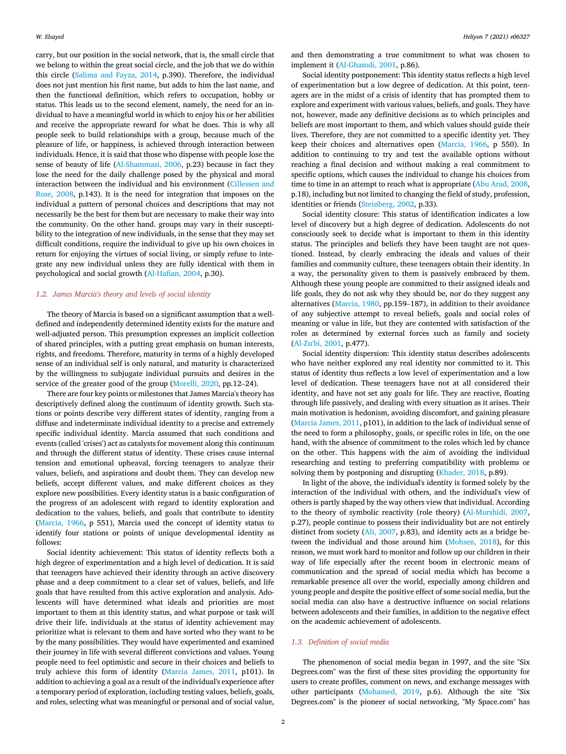carry, but our position in the social network, that is, the small circle that we belong to within the great social circle, and the job that we do within this circle (Salima and Fayza, 2014, p.390). Therefore, the individual does not just mention his first name, but adds to him the last name, and then the functional definition, which refers to occupation, hobby or status. This leads us to the second element, namely, the need for an individual to have a meaningful world in which to enjoy his or her abilities and receive the appropriate reward for what he does. This is why all people seek to build relationships with a group, because much of the pleasure of life, or happiness, is achieved through interaction between individuals. Hence, it is said that those who dispense with people lose the sense of beauty of life (Al-Shammasi, 2006, p.23) because in fact they lose the need for the daily challenge posed by the physical and moral interaction between the individual and his environment (Cillessen and Rose, 2008, p.143). It is the need for integration that imposes on the individual a pattern of personal choices and descriptions that may not necessarily be the best for them but are necessary to make their way into the community. On the other hand. groups may vary in their susceptibility to the integration of new individuals, in the sense that they may set difficult conditions, require the individual to give up his own choices in return for enjoying the virtues of social living, or simply refuse to integrate any new individual unless they are fully identical with them in psychological and social growth (Al-Hafian, 2004, p.30).

### 1.2. James Marcia's theory and levels of social identity

The theory of Marcia is based on a significant assumption that a well-defined and independently determined identity exists for the mature and well-adjusted person. This presumption expresses an implicit collection of shared principles, with a putting great emphasis on human interests, rights, and freedoms. Therefore, maturity in terms of a highly developed sense of an individual self is only natural, and maturity is characterized by the willingness to subjugate individual pursuits and desires in the service of the greater good of the group (Morelli, 2020, pp.12–24).

There are four key points or milestones that James Marcia's theory has descriptively defined along the continuum of identity growth. Such stations or points describe very different states of identity, ranging from a diffuse and indeterminate individual identity to a precise and extremely specific individual identity. Marcia assumed that such conditions and events (called 'crises') act as catalysts for movement along this continuum and through the different status of identity. These crises cause internal tension and emotional upheaval, forcing teenagers to analyze their values, beliefs, and aspirations and doubt them. They can develop new beliefs, accept different values, and make different choices as they explore new possibilities. Every identity status is a basic configuration of the progress of an adolescent with regard to identity exploration and dedication to the values, beliefs, and goals that contribute to identity (Marcia, 1966, p 551), Marcia used the concept of identity status to identify four stations or points of unique developmental identity as follows:

Social identity achievement: This status of identity reflects both a high degree of experimentation and a high level of dedication. It is said that teenagers have achieved their identity through an active discovery phase and a deep commitment to a clear set of values, beliefs, and life goals that have resulted from this active exploration and analysis. Adolescents will have determined what ideals and priorities are most important to them at this identity status, and what purpose or task will drive their life. individuals at the status of identity achievement may prioritize what is relevant to them and have sorted who they want to be by the many possibilities. They would have experimented and examined their journey in life with several different convictions and values. Young people need to feel optimistic and secure in their choices and beliefs to truly achieve this form of identity (Marcia James, 2011, p101). In addition to achieving a goal as a result of the individual's experience after a temporary period of exploration, including testing values, beliefs, goals, and roles, selecting what was meaningful or personal and of social value, and then demonstrating a true commitment to what was chosen to implement it (Al-Ghamdi, 2001, p.86).

Social identity postponement: This identity status reflects a high level of experimentation but a low degree of dedication. At this point, teenagers are in the midst of a crisis of identity that has prompted them to explore and experiment with various values, beliefs, and goals. They have not, however, made any definitive decisions as to which principles and beliefs are most important to them, and which values should guide their lives. Therefore, they are not committed to a specific identity yet. They keep their choices and alternatives open (Marcia, 1966, p 550). In addition to continuing to try and test the available options without reaching a final decision and without making a real commitment to specific options, which causes the individual to change his choices from time to time in an attempt to reach what is appropriate (Abu Arad, 2008, p.18), including but not limited to changing the field of study, profession, identities or friends (Steinberg, 2002, p.33).

Social identity closure: This status of identification indicates a low level of discovery but a high degree of dedication. Adolescents do not consciously seek to decide what is important to them in this identity status. The principles and beliefs they have been taught are not questioned. Instead, by clearly embracing the ideals and values of their families and community culture, these teenagers obtain their identity. In a way, the personality given to them is passively embraced by them. Although these young people are committed to their assigned ideals and life goals, they do not ask why they should be, nor do they suggest any alternatives (Marcia, 1980, pp.159–187), in addition to their avoidance of any subjective attempt to reveal beliefs, goals and social roles of meaning or value in life, but they are contented with satisfaction of the roles as determined by external forces such as family and society (Al-Zu'bi, 2001, p.477).

Social identity dispersion: This identity status describes adolescents who have neither explored any real identity nor committed to it. This status of identity thus reflects a low level of experimentation and a low level of dedication. These teenagers have not at all considered their identity, and have not set any goals for life. They are reactive, floating through life passively, and dealing with every situation as it arises. Their main motivation is hedonism, avoiding discomfort, and gaining pleasure (Marcia James, 2011, p101), in addition to the lack of individual sense of the need to form a philosophy, goals, or specific roles in life, on the one hand, with the absence of commitment to the roles which led by chance on the other. This happens with the aim of avoiding the individual researching and testing to preferring compatibility with problems or solving them by postponing and disrupting (Khader, 2018, p.89).

In light of the above, the individual's identity is formed solely by the interaction of the individual with others, and the individual's view of others is partly shaped by the way others view that individual. According to the theory of symbolic reactivity (role theory) (Al-Murshidi, 2007, p.27), people continue to possess their individuality but are not entirely distinct from society (Ali, 2007, p.83), and identity acts as a bridge between the individual and those around him (Mohsen, 2018), for this reason, we must work hard to monitor and follow up our children in their way of life especially after the recent boom in electronic means of communication and the spread of social media which has become a remarkable presence all over the world, especially among children and young people and despite the positive effect of some social media, but the social media can also have a destructive influence on social relations between adolescents and their families, in addition to the negative effect on the academic achievement of adolescents.

### 1.3. Definition of social media

The phenomenon of social media began in 1997, and the site "Six Degrees.com" was the first of these sites providing the opportunity for users to create profiles, comment on news, and exchange messages with other participants (Mohamed, 2019, p.6). Although the site "Six Degrees.com" is the pioneer of social networking, "My Space.com" has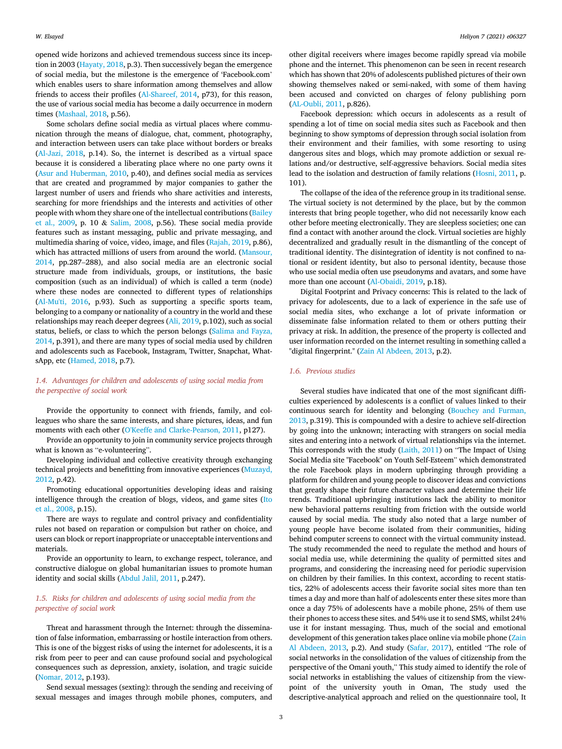opened wide horizons and achieved tremendous success since its inception in 2003 (Hayaty, 2018, p.3). Then successively began the emergence of social media, but the milestone is the emergence of 'Facebook.com' which enables users to share information among themselves and allow friends to access their profiles (Al-Shareef, 2014, p73), for this reason, the use of various social media has become a daily occurrence in modern times (Mashaal, 2018, p.56).

Some scholars define social media as virtual places where communication through the means of dialogue, chat, comment, photography, and interaction between users can take place without borders or breaks (Al-Jazi, 2018, p.14). So, the internet is described as a virtual space because it is considered a liberating place where no one party owns it (Asur and Huberman, 2010, p.40), and defines social media as services that are created and programmed by major companies to gather the largest number of users and friends who share activities and interests, searching for more friendships and the interests and activities of other people with whom they share one of the intellectual contributions (Bailey et al., 2009, p. 10 & Salim, 2008, p.56). These social media provide features such as instant messaging, public and private messaging, and multimedia sharing of voice, video, image, and files (Rajah, 2019, p.86), which has attracted millions of users from around the world. (Mansour, 2014, pp.287–288), and also social media are an electronic social structure made from individuals, groups, or institutions, the basic composition (such as an individual) of which is called a term (node) where these nodes are connected to different types of relationships (Al-Mu'ti, 2016, p.93). Such as supporting a specific sports team, belonging to a company or nationality of a country in the world and these relationships may reach deeper degrees (Ali, 2019, p.102), such as social status, beliefs, or class to which the person belongs (Salima and Fayza, 2014, p.391), and there are many types of social media used by children and adolescents such as Facebook, Instagram, Twitter, Snapchat, WhatsApp, etc (Hamed, 2018, p.7).

### 1.4. Advantages for children and adolescents of using social media from the perspective of social work

Provide the opportunity to connect with friends, family, and colleagues who share the same interests, and share pictures, ideas, and fun moments with each other (O'Keeffe and Clarke-Pearson, 2011, p127).

Provide an opportunity to join in community service projects through what is known as "e-volunteering".

Developing individual and collective creativity through exchanging technical projects and benefitting from innovative experiences (Muzayd, 2012, p.42).

Promoting educational opportunities developing ideas and raising intelligence through the creation of blogs, videos, and game sites (Ito et al., 2008, p.15).

There are ways to regulate and control privacy and confidentiality rules not based on reparation or compulsion but rather on choice, and users can block or report inappropriate or unacceptable interventions and materials.

Provide an opportunity to learn, to exchange respect, tolerance, and constructive dialogue on global humanitarian issues to promote human identity and social skills (Abdul Jalil, 2011, p.247).

### 1.5. Risks for children and adolescents of using social media from the perspective of social work

Threat and harassment through the Internet: through the dissemination of false information, embarrassing or hostile interaction from others. This is one of the biggest risks of using the internet for adolescents, it is a risk from peer to peer and can cause profound social and psychological consequences such as depression, anxiety, isolation, and tragic suicide (Nomar, 2012, p.193).

Send sexual messages (sexting): through the sending and receiving of sexual messages and images through mobile phones, computers, and other digital receivers where images become rapidly spread via mobile phone and the internet. This phenomenon can be seen in recent research which has shown that 20% of adolescents published pictures of their own showing themselves naked or semi-naked, with some of them having been accused and convicted on charges of felony publishing porn (AL-Oubli, 2011, p.826).

Facebook depression: which occurs in adolescents as a result of spending a lot of time on social media sites such as Facebook and then beginning to show symptoms of depression through social isolation from their environment and their families, with some resorting to using dangerous sites and blogs, which may promote addiction or sexual relations and/or destructive, self-aggressive behaviors. Social media sites lead to the isolation and destruction of family relations (Hosni, 2011, p. 101).

The collapse of the idea of the reference group in its traditional sense. The virtual society is not determined by the place, but by the common interests that bring people together, who did not necessarily know each other before meeting electronically. They are sleepless societies; one can find a contact with another around the clock. Virtual societies are highly decentralized and gradually result in the dismantling of the concept of traditional identity. The disintegration of identity is not confined to national or resident identity, but also to personal identity, because those who use social media often use pseudonyms and avatars, and some have more than one account (Al-Obaidi, 2019, p.18).

Digital Footprint and Privacy concerns: This is related to the lack of privacy for adolescents, due to a lack of experience in the safe use of social media sites, who exchange a lot of private information or disseminate false information related to them or others putting their privacy at risk. In addition, the presence of the property is collected and user information recorded on the internet resulting in something called a "digital fingerprint." (Zain Al Abdeen, 2013, p.2).

### 1.6. Previous studies

Several studies have indicated that one of the most significant difficulties experienced by adolescents is a conflict of values linked to their continuous search for identity and belonging (Bouchey and Furman, 2013, p.319). This is compounded with a desire to achieve self-direction by going into the unknown; interacting with strangers on social media sites and entering into a network of virtual relationships via the internet. This corresponds with the study (Laith, 2011) on "The Impact of Using Social Media site "Facebook" on Youth Self-Esteem" which demonstrated the role Facebook plays in modern upbringing through providing a platform for children and young people to discover ideas and convictions that greatly shape their future character values and determine their life trends. Traditional upbringing institutions lack the ability to monitor new behavioral patterns resulting from friction with the outside world caused by social media. The study also noted that a large number of young people have become isolated from their communities, hiding behind computer screens to connect with the virtual community instead. The study recommended the need to regulate the method and hours of social media use, while determining the quality of permitted sites and programs, and considering the increasing need for periodic supervision on children by their families. In this context, according to recent statistics, 22% of adolescents access their favorite social sites more than ten times a day and more than half of adolescents enter these sites more than once a day 75% of adolescents have a mobile phone, 25% of them use their phones to access these sites. and 54% use it to send SMS, whilst 24% use it for instant messaging. Thus, much of the social and emotional development of this generation takes place online via mobile phone (Zain Al Abdeen, 2013, p.2). And study (Safar, 2017), entitled "The role of social networks in the consolidation of the values of citizenship from the perspective of the Omani youth," This study aimed to identify the role of social networks in establishing the values of citizenship from the viewpoint of the university youth in Oman, The study used the descriptive-analytical approach and relied on the questionnaire tool, It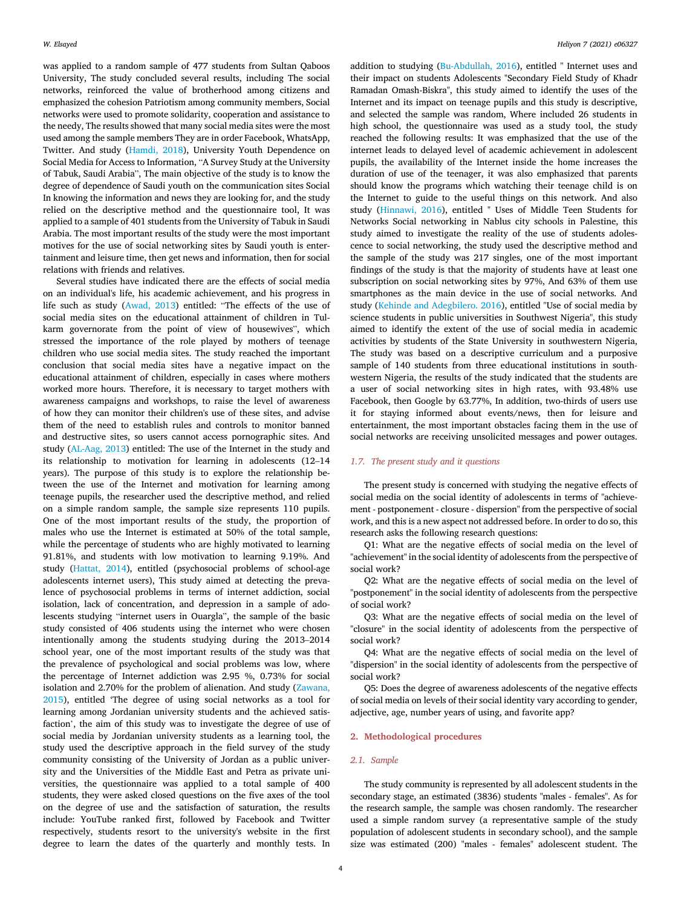was applied to a random sample of 477 students from Sultan Qaboos University, The study concluded several results, including The social networks, reinforced the value of brotherhood among citizens and emphasized the cohesion Patriotism among community members, Social networks were used to promote solidarity, cooperation and assistance to the needy, The results showed that many social media sites were the most used among the sample members They are in order Facebook, WhatsApp, Twitter. And study (Hamdi, 2018), University Youth Dependence on Social Media for Access to Information, "A Survey Study at the University of Tabuk, Saudi Arabia", The main objective of the study is to know the degree of dependence of Saudi youth on the communication sites Social In knowing the information and news they are looking for, and the study relied on the descriptive method and the questionnaire tool, It was applied to a sample of 401 students from the University of Tabuk in Saudi Arabia. The most important results of the study were the most important motives for the use of social networking sites by Saudi youth is entertainment and leisure time, then get news and information, then for social relations with friends and relatives.

Several studies have indicated there are the effects of social media on an individual's life, his academic achievement, and his progress in life such as study (Awad, 2013) entitled: "The effects of the use of social media sites on the educational attainment of children in Tulkarm governorate from the point of view of housewives", which stressed the importance of the role played by mothers of teenage children who use social media sites. The study reached the important conclusion that social media sites have a negative impact on the educational attainment of children, especially in cases where mothers worked more hours. Therefore, it is necessary to target mothers with awareness campaigns and workshops, to raise the level of awareness of how they can monitor their children's use of these sites, and advise them of the need to establish rules and controls to monitor banned and destructive sites, so users cannot access pornographic sites. And study (AL-Aag, 2013) entitled: The use of the Internet in the study and its relationship to motivation for learning in adolescents (12–14 years). The purpose of this study is to explore the relationship between the use of the Internet and motivation for learning among teenage pupils, the researcher used the descriptive method, and relied on a simple random sample, the sample size represents 110 pupils. One of the most important results of the study, the proportion of males who use the Internet is estimated at 50% of the total sample, while the percentage of students who are highly motivated to learning 91.81%, and students with low motivation to learning 9.19%. And study (Hattat, 2014), entitled (psychosocial problems of school-age adolescents internet users), This study aimed at detecting the prevalence of psychosocial problems in terms of internet addiction, social isolation, lack of concentration, and depression in a sample of adolescents studying "internet users in Ouargla", the sample of the basic study consisted of 406 students using the internet who were chosen intentionally among the students studying during the 2013–2014 school year, one of the most important results of the study was that the prevalence of psychological and social problems was low, where the percentage of Internet addiction was 2.95 %, 0.73% for social isolation and 2.70% for the problem of alienation. And study (Zawana, 2015), entitled 'The degree of using social networks as a tool for learning among Jordanian university students and the achieved satisfaction', the aim of this study was to investigate the degree of use of social media by Jordanian university students as a learning tool, the study used the descriptive approach in the field survey of the study community consisting of the University of Jordan as a public university and the Universities of the Middle East and Petra as private universities, the questionnaire was applied to a total sample of 400 students, they were asked closed questions on the five axes of the tool on the degree of use and the satisfaction of saturation, the results include: YouTube ranked first, followed by Facebook and Twitter respectively, students resort to the university's website in the first degree to learn the dates of the quarterly and monthly tests. In addition to studying (Bu-Abdullah, 2016), entitled " Internet uses and their impact on students Adolescents "Secondary Field Study of Khadr Ramadan Omash-Biskra", this study aimed to identify the uses of the Internet and its impact on teenage pupils and this study is descriptive, and selected the sample was random, Where included 26 students in high school, the questionnaire was used as a study tool, the study reached the following results: It was emphasized that the use of the internet leads to delayed level of academic achievement in adolescent pupils, the availability of the Internet inside the home increases the duration of use of the teenager, it was also emphasized that parents should know the programs which watching their teenage child is on the Internet to guide to the useful things on this network. And also study (Hinnawi, 2016), entitled " Uses of Middle Teen Students for Networks Social networking in Nablus city schools in Palestine, this study aimed to investigate the reality of the use of students adolescence to social networking, the study used the descriptive method and the sample of the study was 217 singles, one of the most important findings of the study is that the majority of students have at least one subscription on social networking sites by 97%, And 63% of them use smartphones as the main device in the use of social networks. And study (Kehinde and Adegbilero. 2016), entitled "Use of social media by science students in public universities in Southwest Nigeria", this study aimed to identify the extent of the use of social media in academic activities by students of the State University in southwestern Nigeria, The study was based on a descriptive curriculum and a purposive sample of 140 students from three educational institutions in southwestern Nigeria, the results of the study indicated that the students are a user of social networking sites in high rates, with 93.48% use Facebook, then Google by 63.77%, In addition, two-thirds of users use it for staying informed about events/news, then for leisure and entertainment, the most important obstacles facing them in the use of social networks are receiving unsolicited messages and power outages.

### 1.7. The present study and it questions

The present study is concerned with studying the negative effects of social media on the social identity of adolescents in terms of "achievement - postponement - closure - dispersion" from the perspective of social work, and this is a new aspect not addressed before. In order to do so, this research asks the following research questions:

Q1: What are the negative effects of social media on the level of "achievement" in the social identity of adolescents from the perspective of social work?

Q2: What are the negative effects of social media on the level of "postponement" in the social identity of adolescents from the perspective of social work?

Q3: What are the negative effects of social media on the level of "closure" in the social identity of adolescents from the perspective of social work?

Q4: What are the negative effects of social media on the level of "dispersion" in the social identity of adolescents from the perspective of social work?

Q5: Does the degree of awareness adolescents of the negative effects of social media on levels of their social identity vary according to gender, adjective, age, number years of using, and favorite app?

## 2. Methodological procedures

### 2.1. Sample

The study community is represented by all adolescent students in the secondary stage, an estimated (3836) students "males - females". As for the research sample, the sample was chosen randomly. The researcher used a simple random survey (a representative sample of the study population of adolescent students in secondary school), and the sample size was estimated (200) "males - females" adolescent student. The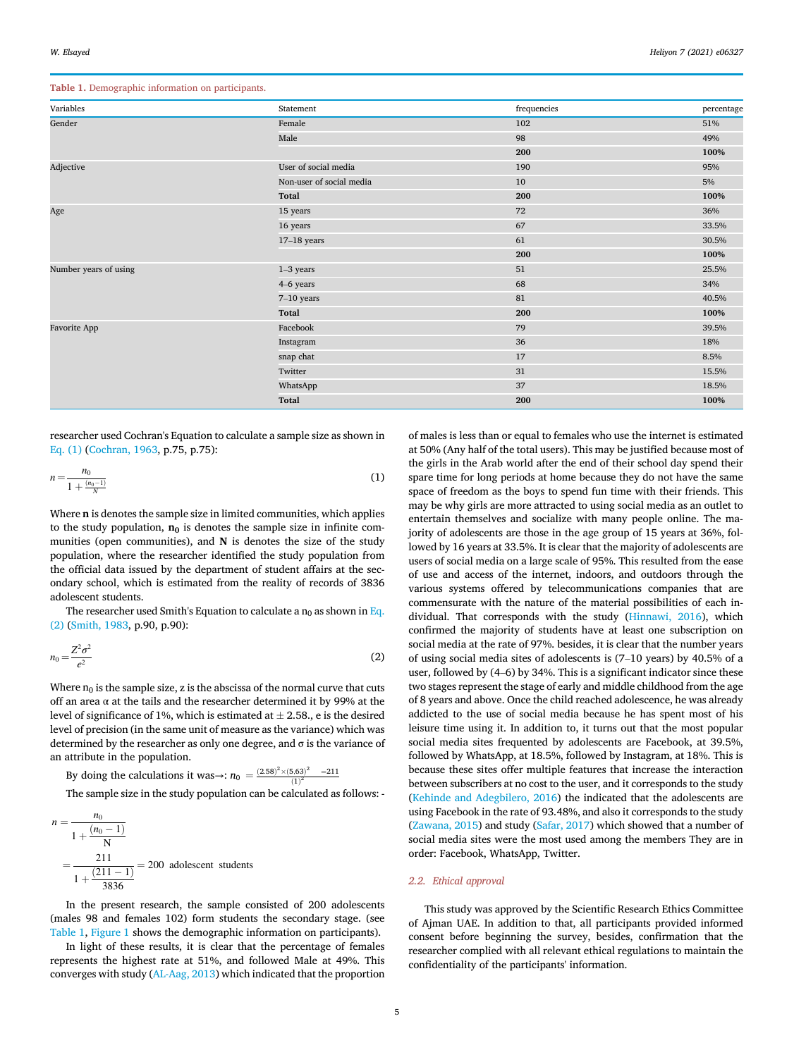**Table 1.** Demographic information on participants.

| Variables | Statement | frequencies | percentage |
|---|---|---|---|
| Gender | Female | 102 | 51% |
| | Male | 98 | 49% |
| | | **200** | **100%** |
| Adjective | User of social media | 190 | 95% |
| | Non-user of social media | 10 | 5% |
| | **Total** | **200** | **100%** |
| Age | 15 years | 72 | 36% |
| | 16 years | 67 | 33.5% |
| | 17–18 years | 61 | 30.5% |
| | | **200** | **100%** |
| Number years of using | 1–3 years | 51 | 25.5% |
| | 4–6 years | 68 | 34% |
| | 7–10 years | 81 | 40.5% |
| | **Total** | **200** | **100%** |
| Favorite App | Facebook | 79 | 39.5% |
| | Instagram | 36 | 18% |
| | snap chat | 17 | 8.5% |
| | Twitter | 31 | 15.5% |
| | WhatsApp | 37 | 18.5% |
| | **Total** | **200** | **100%** |

researcher used Cochran's Equation to calculate a sample size as shown in Eq. (1) (Cochran, 1963, p.75, p.75):

$$n = \frac{n_0}{1 + \frac{(n_0 - 1)}{N}} \tag{1}$$

Where **n** is denotes the sample size in limited communities, which applies to the study population, $\mathbf{n_0}$ is denotes the sample size in infinite communities (open communities), and **N** is denotes the size of the study population, where the researcher identified the study population from the official data issued by the department of student affairs at the secondary school, which is estimated from the reality of records of 3836 adolescent students.

The researcher used Smith's Equation to calculate a $n_0$ as shown in Eq. (2) (Smith, 1983, p.90, p.90):

$$n_0 = \frac{Z^2 \sigma^2}{e^2} \tag{2}$$

Where $n_0$ is the sample size, z is the abscissa of the normal curve that cuts off an area α at the tails and the researcher determined it by 99% at the level of significance of 1%, which is estimated at ± 2.58., e is the desired level of precision (in the same unit of measure as the variance) which was determined by the researcher as only one degree, and σ is the variance of an attribute in the population.

By doing the calculations it was→: $n_0 = \frac{(2.58)^2 \times (5.63)^2}{(1)^2} = 211$

The sample size in the study population can be calculated as follows: -

$$n = \frac{n_0}{1 + \frac{(n_0 - 1)}{N}} = \frac{211}{1 + \frac{(211 - 1)}{3836}} = 200 \text{ adolescent students}$$

In the present research, the sample consisted of 200 adolescents (males 98 and females 102) form students the secondary stage. (see Table 1, Figure 1 shows the demographic information on participants).

In light of these results, it is clear that the percentage of females represents the highest rate at 51%, and followed Male at 49%. This converges with study (AL-Aag, 2013) which indicated that the proportion of males is less than or equal to females who use the internet is estimated at 50% (Any half of the total users). This may be justified because most of the girls in the Arab world after the end of their school day spend their spare time for long periods at home because they do not have the same space of freedom as the boys to spend fun time with their friends. This may be why girls are more attracted to using social media as an outlet to entertain themselves and socialize with many people online. The majority of adolescents are those in the age group of 15 years at 36%, followed by 16 years at 33.5%. It is clear that the majority of adolescents are users of social media on a large scale of 95%. This resulted from the ease of use and access of the internet, indoors, and outdoors through the various systems offered by telecommunications companies that are commensurate with the nature of the material possibilities of each individual. That corresponds with the study (Hinnawi, 2016), which confirmed the majority of students have at least one subscription on social media at the rate of 97%. besides, it is clear that the number years of using social media sites of adolescents is (7–10 years) by 40.5% of a user, followed by (4–6) by 34%. This is a significant indicator since these two stages represent the stage of early and middle childhood from the age of 8 years and above. Once the child reached adolescence, he was already addicted to the use of social media because he has spent most of his leisure time using it. In addition to, it turns out that the most popular social media sites frequented by adolescents are Facebook, at 39.5%, followed by WhatsApp, at 18.5%, followed by Instagram, at 18%. This is because these sites offer multiple features that increase the interaction between subscribers at no cost to the user, and it corresponds to the study (Kehinde and Adegbilero, 2016) the indicated that the adolescents are using Facebook in the rate of 93.48%, and also it corresponds to the study (Zawana, 2015) and study (Safar, 2017) which showed that a number of social media sites were the most used among the members They are in order: Facebook, WhatsApp, Twitter.

### 2.2. Ethical approval

This study was approved by the Scientific Research Ethics Committee of Ajman UAE. In addition to that, all participants provided informed consent before beginning the survey, besides, confirmation that the researcher complied with all relevant ethical regulations to maintain the confidentiality of the participants' information.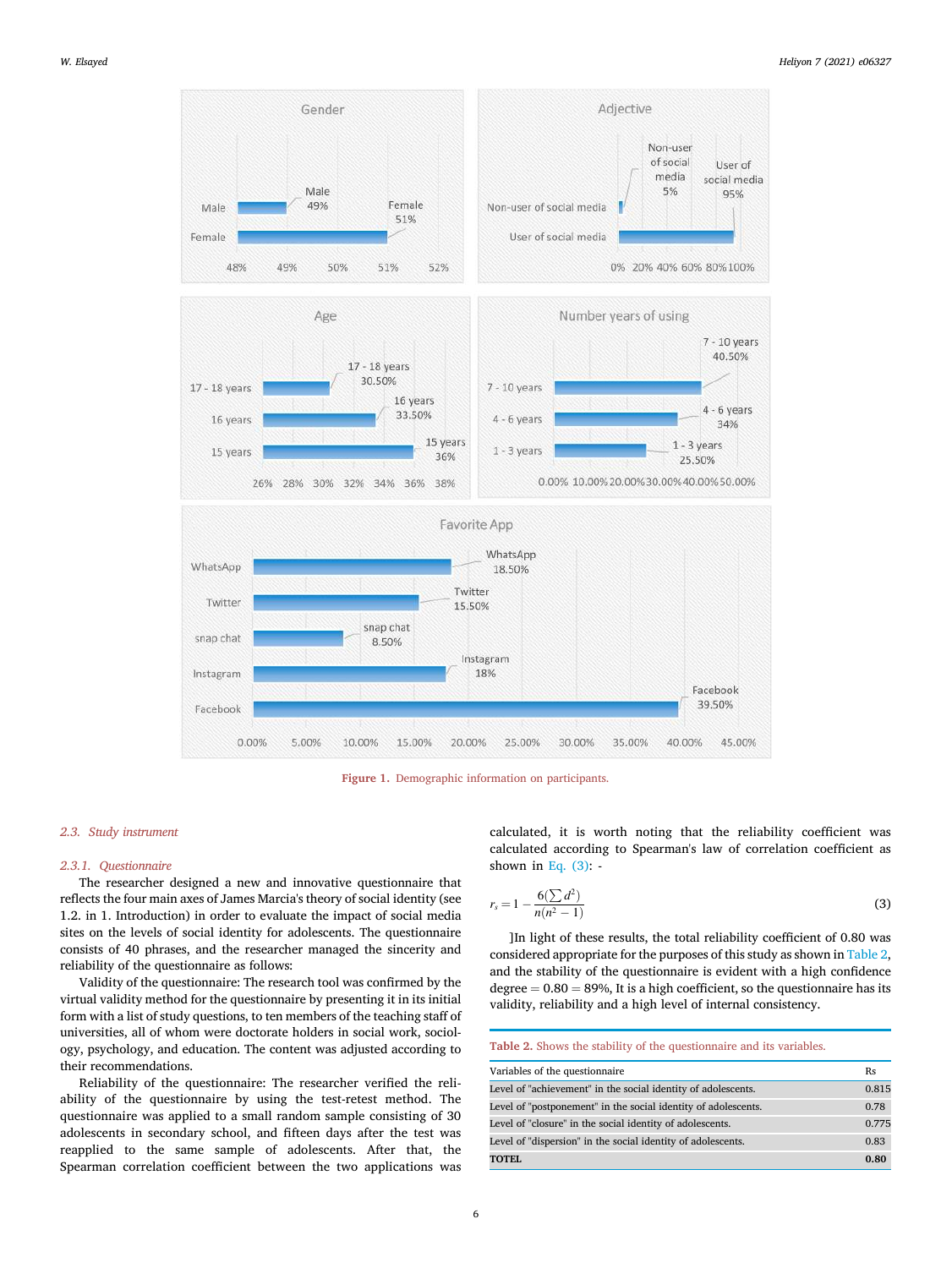Figure 1. Demographic information on participants.

### 2.3. Study instrument

#### 2.3.1. Questionnaire

The researcher designed a new and innovative questionnaire that reflects the four main axes of James Marcia's theory of social identity (see 1.2. in 1. Introduction) in order to evaluate the impact of social media sites on the levels of social identity for adolescents. The questionnaire consists of 40 phrases, and the researcher managed the sincerity and reliability of the questionnaire as follows:

Validity of the questionnaire: The research tool was confirmed by the virtual validity method for the questionnaire by presenting it in its initial form with a list of study questions, to ten members of the teaching staff of universities, all of whom were doctorate holders in social work, sociology, psychology, and education. The content was adjusted according to their recommendations.

Reliability of the questionnaire: The researcher verified the reliability of the questionnaire by using the test-retest method. The questionnaire was applied to a small random sample consisting of 30 adolescents in secondary school, and fifteen days after the test was reapplied to the same sample of adolescents. After that, the Spearman correlation coefficient between the two applications was calculated, it is worth noting that the reliability coefficient was calculated according to Spearman's law of correlation coefficient as shown in Eq. (3): -

$$r_s = 1 - \frac{6(\sum d^2)}{n(n^2 - 1)} \tag{3}$$

]In light of these results, the total reliability coefficient of 0.80 was considered appropriate for the purposes of this study as shown in Table 2, and the stability of the questionnaire is evident with a high confidence degree = 0.80 = 89%, It is a high coefficient, so the questionnaire has its validity, reliability and a high level of internal consistency.

Table 2. Shows the stability of the questionnaire and its variables.

| Variables of the questionnaire | Rs |
|---|---|
| Level of "achievement" in the social identity of adolescents. | 0.815 |
| Level of "postponement" in the social identity of adolescents. | 0.78 |
| Level of "closure" in the social identity of adolescents. | 0.775 |
| Level of "dispersion" in the social identity of adolescents. | 0.83 |
| **TOTEL** | **0.80** |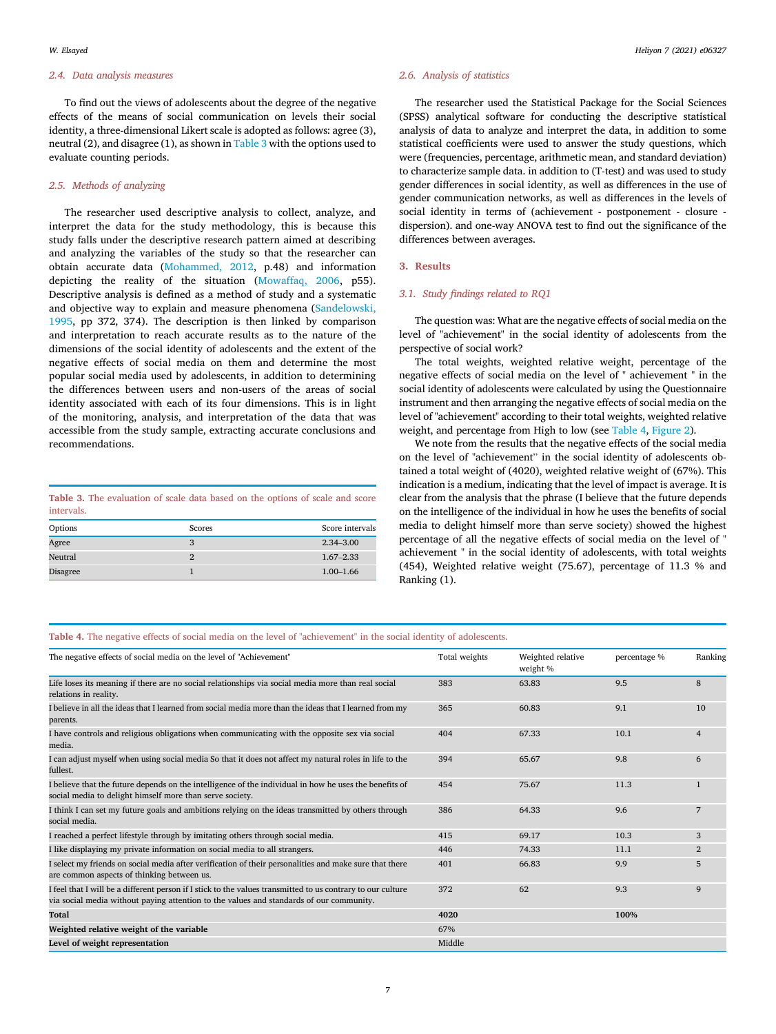### 2.4. Data analysis measures

To find out the views of adolescents about the degree of the negative effects of the means of social communication on levels their social identity, a three-dimensional Likert scale is adopted as follows: agree (3), neutral (2), and disagree (1), as shown in Table 3 with the options used to evaluate counting periods.

### 2.5. Methods of analyzing

The researcher used descriptive analysis to collect, analyze, and interpret the data for the study methodology, this is because this study falls under the descriptive research pattern aimed at describing and analyzing the variables of the study so that the researcher can obtain accurate data (Mohammed, 2012, p.48) and information depicting the reality of the situation (Mowaffaq, 2006, p55). Descriptive analysis is defined as a method of study and a systematic and objective way to explain and measure phenomena (Sandelowski, 1995, pp 372, 374). The description is then linked by comparison and interpretation to reach accurate results as to the nature of the dimensions of the social identity of adolescents and the extent of the negative effects of social media on them and determine the most popular social media used by adolescents, in addition to determining the differences between users and non-users of the areas of social identity associated with each of its four dimensions. This is in light of the monitoring, analysis, and interpretation of the data that was accessible from the study sample, extracting accurate conclusions and recommendations.

**Table 3.** The evaluation of scale data based on the options of scale and score intervals.

| Options | Scores | Score intervals |
|---|---|---|
| Agree | 3 | 2.34–3.00 |
| Neutral | 2 | 1.67–2.33 |
| Disagree | 1 | 1.00–1.66 |

### 2.6. Analysis of statistics

The researcher used the Statistical Package for the Social Sciences (SPSS) analytical software for conducting the descriptive statistical analysis of data to analyze and interpret the data, in addition to some statistical coefficients were used to answer the study questions, which were (frequencies, percentage, arithmetic mean, and standard deviation) to characterize sample data. in addition to (T-test) and was used to study gender differences in social identity, as well as differences in the use of gender communication networks, as well as differences in the levels of social identity in terms of (achievement - postponement - closure - dispersion). and one-way ANOVA test to find out the significance of the differences between averages.

## 3. Results

### 3.1. Study findings related to RQ1

The question was: What are the negative effects of social media on the level of "achievement" in the social identity of adolescents from the perspective of social work?

The total weights, weighted relative weight, percentage of the negative effects of social media on the level of " achievement " in the social identity of adolescents were calculated by using the Questionnaire instrument and then arranging the negative effects of social media on the level of "achievement" according to their total weights, weighted relative weight, and percentage from High to low (see Table 4, Figure 2).

We note from the results that the negative effects of the social media on the level of "achievement'' in the social identity of adolescents obtained a total weight of (4020), weighted relative weight of (67%). This indication is a medium, indicating that the level of impact is average. It is clear from the analysis that the phrase (I believe that the future depends on the intelligence of the individual in how he uses the benefits of social media to delight himself more than serve society) showed the highest percentage of all the negative effects of social media on the level of " achievement " in the social identity of adolescents, with total weights (454), Weighted relative weight (75.67), percentage of 11.3 % and Ranking (1).

**Table 4.** The negative effects of social media on the level of "achievement" in the social identity of adolescents.

| The negative effects of social media on the level of "Achievement" | Total weights | Weighted relative weight % | percentage % | Ranking |
|---|---|---|---|---|
| Life loses its meaning if there are no social relationships via social media more than real social relations in reality. | 383 | 63.83 | 9.5 | 8 |
| I believe in all the ideas that I learned from social media more than the ideas that I learned from my parents. | 365 | 60.83 | 9.1 | 10 |
| I have controls and religious obligations when communicating with the opposite sex via social media. | 404 | 67.33 | 10.1 | 4 |
| I can adjust myself when using social media So that it does not affect my natural roles in life to the fullest. | 394 | 65.67 | 9.8 | 6 |
| I believe that the future depends on the intelligence of the individual in how he uses the benefits of social media to delight himself more than serve society. | 454 | 75.67 | 11.3 | 1 |
| I think I can set my future goals and ambitions relying on the ideas transmitted by others through social media. | 386 | 64.33 | 9.6 | 7 |
| I reached a perfect lifestyle through by imitating others through social media. | 415 | 69.17 | 10.3 | 3 |
| I like displaying my private information on social media to all strangers. | 446 | 74.33 | 11.1 | 2 |
| I select my friends on social media after verification of their personalities and make sure that there are common aspects of thinking between us. | 401 | 66.83 | 9.9 | 5 |
| I feel that I will be a different person if I stick to the values transmitted to us contrary to our culture via social media without paying attention to the values and standards of our community. | 372 | 62 | 9.3 | 9 |
| **Total** | **4020** | | **100%** | |
| **Weighted relative weight of the variable** | 67% | | | |
| **Level of weight representation** | Middle | | | |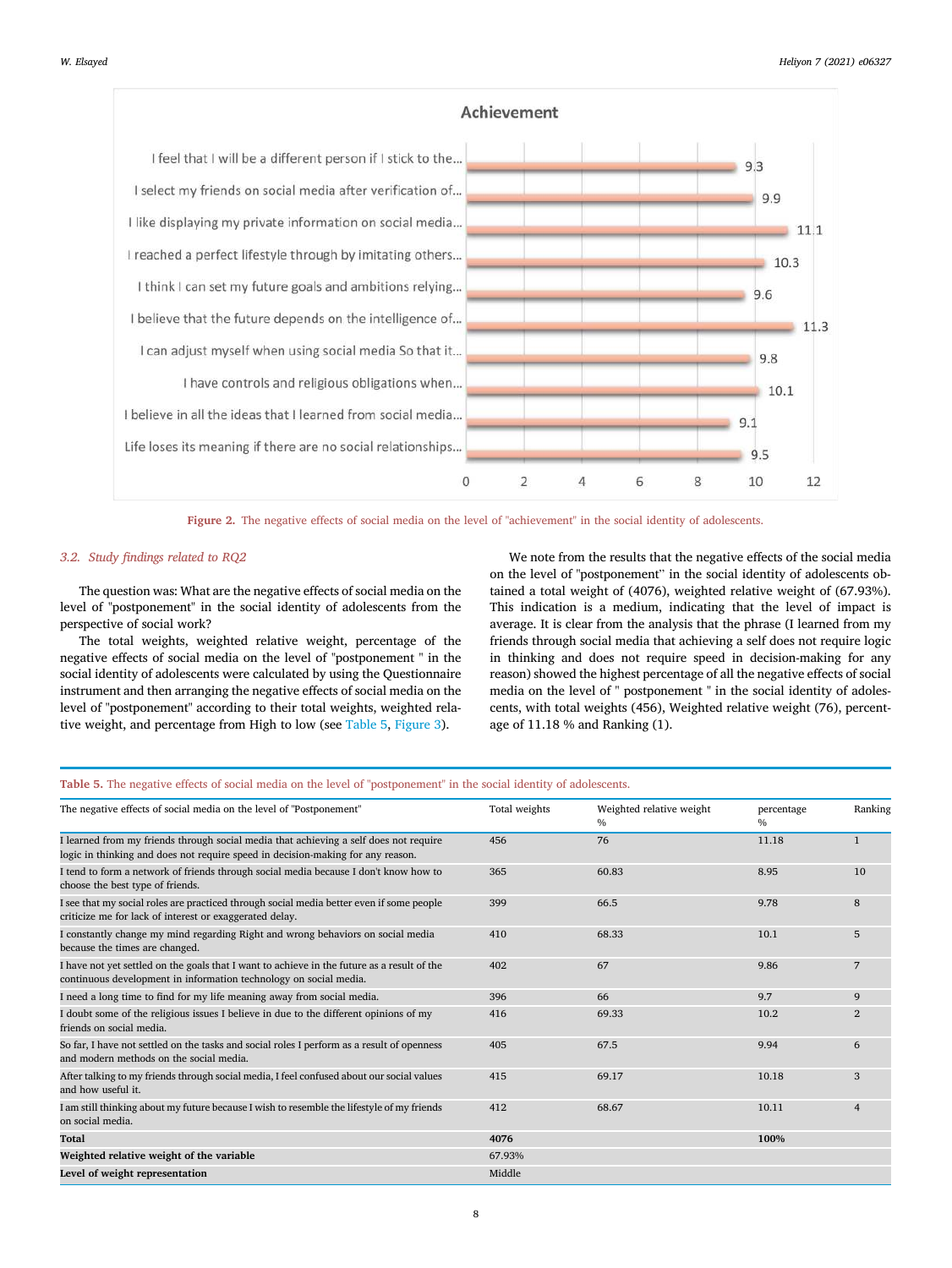Figure 2. The negative effects of social media on the level of "achievement" in the social identity of adolescents.

### 3.2. Study findings related to RQ2

The question was: What are the negative effects of social media on the level of "postponement" in the social identity of adolescents from the perspective of social work?

The total weights, weighted relative weight, percentage of the negative effects of social media on the level of "postponement " in the social identity of adolescents were calculated by using the Questionnaire instrument and then arranging the negative effects of social media on the level of "postponement" according to their total weights, weighted relative weight, and percentage from High to low (see Table 5, Figure 3).

We note from the results that the negative effects of the social media on the level of "postponement'' in the social identity of adolescents obtained a total weight of (4076), weighted relative weight of (67.93%). This indication is a medium, indicating that the level of impact is average. It is clear from the analysis that the phrase (I learned from my friends through social media that achieving a self does not require logic in thinking and does not require speed in decision-making for any reason) showed the highest percentage of all the negative effects of social media on the level of " postponement " in the social identity of adolescents, with total weights (456), Weighted relative weight (76), percentage of 11.18 % and Ranking (1).

Table 5. The negative effects of social media on the level of "postponement" in the social identity of adolescents.

| The negative effects of social media on the level of "Postponement" | Total weights | Weighted relative weight % | percentage % | Ranking |
|---|---|---|---|---|
| I learned from my friends through social media that achieving a self does not require logic in thinking and does not require speed in decision-making for any reason. | 456 | 76 | 11.18 | 1 |
| I tend to form a network of friends through social media because I don't know how to choose the best type of friends. | 365 | 60.83 | 8.95 | 10 |
| I see that my social roles are practiced through social media better even if some people criticize me for lack of interest or exaggerated delay. | 399 | 66.5 | 9.78 | 8 |
| I constantly change my mind regarding Right and wrong behaviors on social media because the times are changed. | 410 | 68.33 | 10.1 | 5 |
| I have not yet settled on the goals that I want to achieve in the future as a result of the continuous development in information technology on social media. | 402 | 67 | 9.86 | 7 |
| I need a long time to find for my life meaning away from social media. | 396 | 66 | 9.7 | 9 |
| I doubt some of the religious issues I believe in due to the different opinions of my friends on social media. | 416 | 69.33 | 10.2 | 2 |
| So far, I have not settled on the tasks and social roles I perform as a result of openness and modern methods on the social media. | 405 | 67.5 | 9.94 | 6 |
| After talking to my friends through social media, I feel confused about our social values and how useful it. | 415 | 69.17 | 10.18 | 3 |
| I am still thinking about my future because I wish to resemble the lifestyle of my friends on social media. | 412 | 68.67 | 10.11 | 4 |
| **Total** | **4076** | | **100%** | |
| **Weighted relative weight of the variable** | 67.93% | | | |
| **Level of weight representation** | Middle | | | |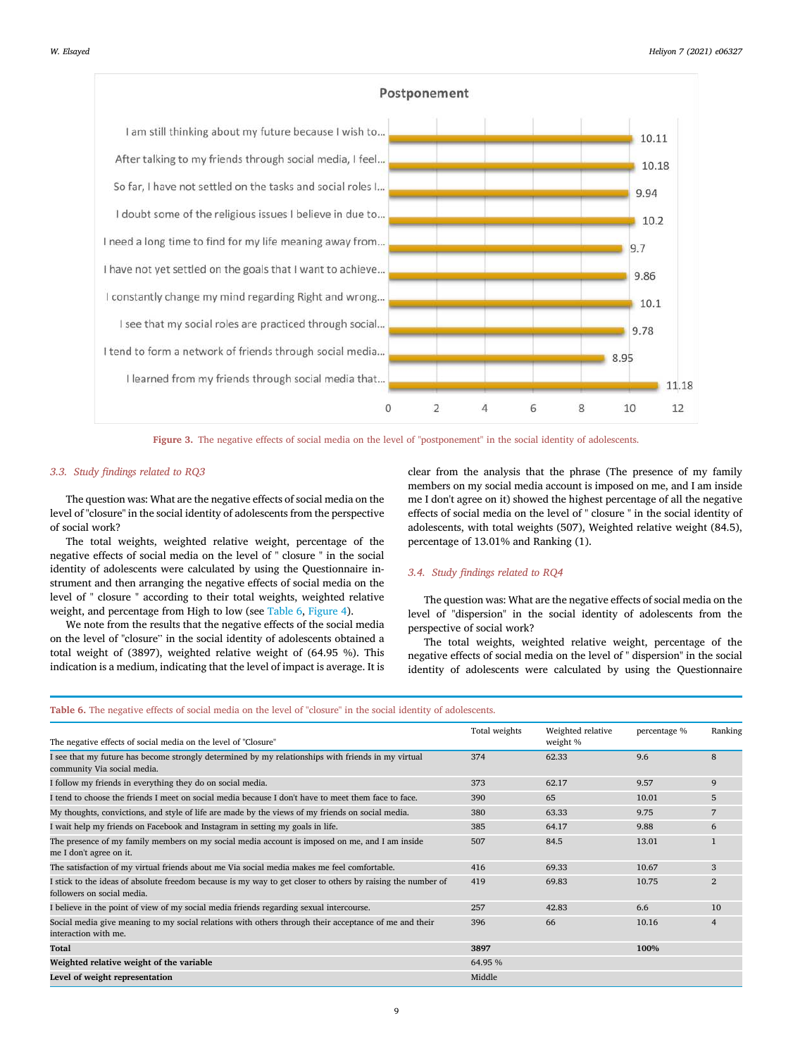Postponement

| | |
|---|---|
| I am still thinking about my future because I wish to... | 10.11 |
| After talking to my friends through social media, I feel... | 10.18 |
| So far, I have not settled on the tasks and social roles I... | 9.94 |
| I doubt some of the religious issues I believe in due to... | 10.2 |
| I need a long time to find for my life meaning away from... | 9.7 |
| I have not yet settled on the goals that I want to achieve... | 9.86 |
| I constantly change my mind regarding Right and wrong... | 10.1 |
| I see that my social roles are practiced through social... | 9.78 |
| I tend to form a network of friends through social media... | 8.95 |
| I learned from my friends through social media that... | 11.18 |

**Figure 3.** The negative effects of social media on the level of "postponement" in the social identity of adolescents.

### 3.3. Study findings related to RQ3

The question was: What are the negative effects of social media on the level of "closure" in the social identity of adolescents from the perspective of social work?

The total weights, weighted relative weight, percentage of the negative effects of social media on the level of " closure " in the social identity of adolescents were calculated by using the Questionnaire instrument and then arranging the negative effects of social media on the level of " closure " according to their total weights, weighted relative weight, and percentage from High to low (see Table 6, Figure 4).

We note from the results that the negative effects of the social media on the level of "closure" in the social identity of adolescents obtained a total weight of (3897), weighted relative weight of (64.95 %). This indication is a medium, indicating that the level of impact is average. It is clear from the analysis that the phrase (The presence of my family members on my social media account is imposed on me, and I am inside me I don't agree on it) showed the highest percentage of all the negative effects of social media on the level of " closure " in the social identity of adolescents, with total weights (507), Weighted relative weight (84.5), percentage of 13.01% and Ranking (1).

### 3.4. Study findings related to RQ4

The question was: What are the negative effects of social media on the level of "dispersion" in the social identity of adolescents from the perspective of social work?

The total weights, weighted relative weight, percentage of the negative effects of social media on the level of " dispersion" in the social identity of adolescents were calculated by using the Questionnaire

**Table 6.** The negative effects of social media on the level of "closure" in the social identity of adolescents.

| The negative effects of social media on the level of "Closure" | Total weights | Weighted relative weight % | percentage % | Ranking |
|---|---|---|---|---|
| I see that my future has become strongly determined by my relationships with friends in my virtual community Via social media. | 374 | 62.33 | 9.6 | 8 |
| I follow my friends in everything they do on social media. | 373 | 62.17 | 9.57 | 9 |
| I tend to choose the friends I meet on social media because I don't have to meet them face to face. | 390 | 65 | 10.01 | 5 |
| My thoughts, convictions, and style of life are made by the views of my friends on social media. | 380 | 63.33 | 9.75 | 7 |
| I wait help my friends on Facebook and Instagram in setting my goals in life. | 385 | 64.17 | 9.88 | 6 |
| The presence of my family members on my social media account is imposed on me, and I am inside me I don't agree on it. | 507 | 84.5 | 13.01 | 1 |
| The satisfaction of my virtual friends about me Via social media makes me feel comfortable. | 416 | 69.33 | 10.67 | 3 |
| I stick to the ideas of absolute freedom because is my way to get closer to others by raising the number of followers on social media. | 419 | 69.83 | 10.75 | 2 |
| I believe in the point of view of my social media friends regarding sexual intercourse. | 257 | 42.83 | 6.6 | 10 |
| Social media give meaning to my social relations with others through their acceptance of me and their interaction with me. | 396 | 66 | 10.16 | 4 |
| **Total** | **3897** | | **100%** | |
| **Weighted relative weight of the variable** | 64.95 % | | | |
| **Level of weight representation** | Middle | | | |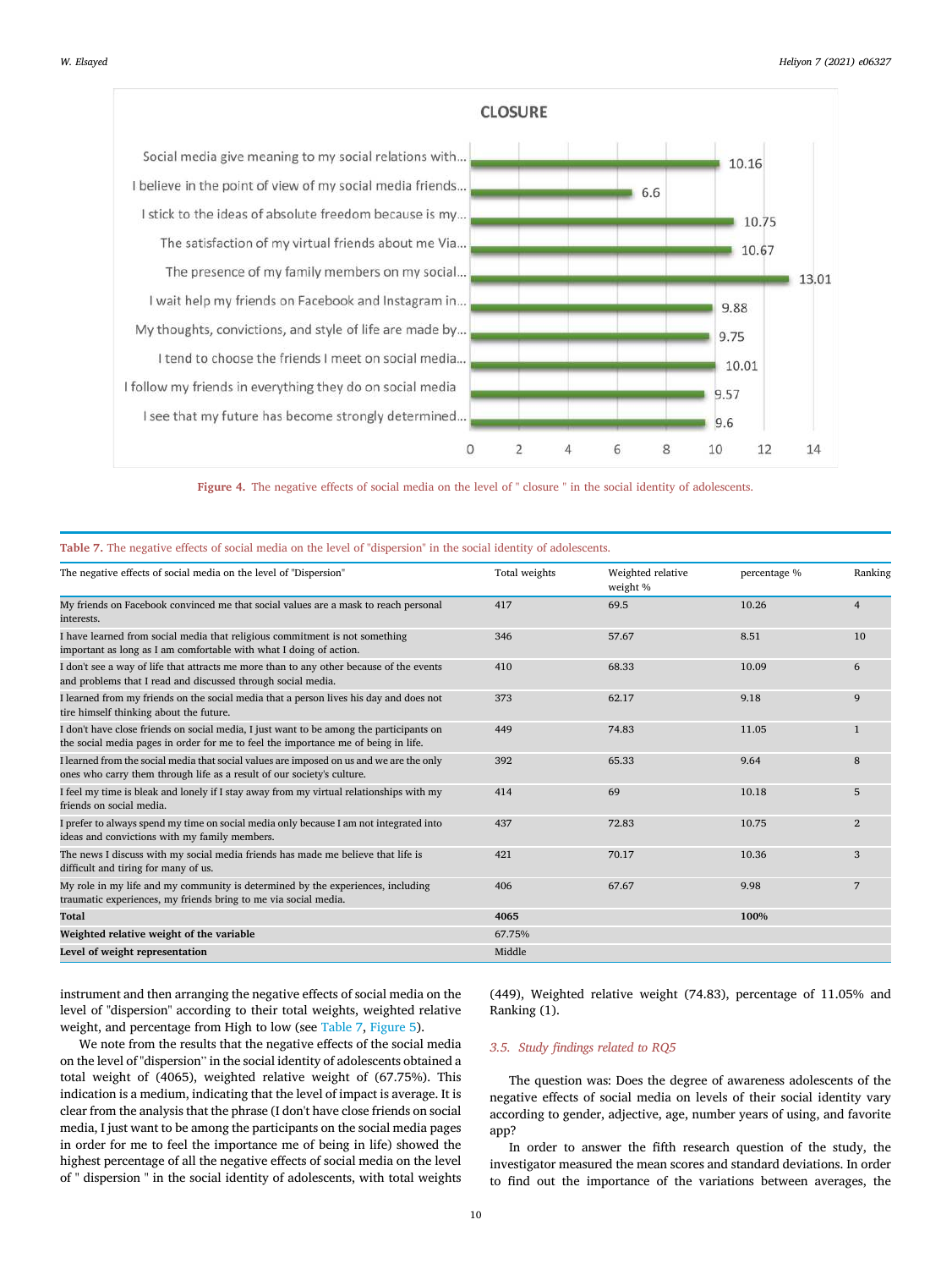**CLOSURE**

| Item | Value |
|---|---|
| Social media give meaning to my social relations with... | 10.16 |
| I believe in the point of view of my social media friends... | 6.6 |
| I stick to the ideas of absolute freedom because is my... | 10.75 |
| The satisfaction of my virtual friends about me Via... | 10.67 |
| The presence of my family members on my social... | 13.01 |
| I wait help my friends on Facebook and Instagram in... | 9.88 |
| My thoughts, convictions, and style of life are made by... | 9.75 |
| I tend to choose the friends I meet on social media... | 10.01 |
| I follow my friends in everything they do on social media | 9.57 |
| I see that my future has become strongly determined... | 9.6 |

**Figure 4.** The negative effects of social media on the level of " closure " in the social identity of adolescents.

**Table 7.** The negative effects of social media on the level of "dispersion" in the social identity of adolescents.

| The negative effects of social media on the level of "Dispersion" | Total weights | Weighted relative weight % | percentage % | Ranking |
|---|---|---|---|---|
| My friends on Facebook convinced me that social values are a mask to reach personal interests. | 417 | 69.5 | 10.26 | 4 |
| I have learned from social media that religious commitment is not something important as long as I am comfortable with what I doing of action. | 346 | 57.67 | 8.51 | 10 |
| I don't see a way of life that attracts me more than to any other because of the events and problems that I read and discussed through social media. | 410 | 68.33 | 10.09 | 6 |
| I learned from my friends on the social media that a person lives his day and does not tire himself thinking about the future. | 373 | 62.17 | 9.18 | 9 |
| I don't have close friends on social media, I just want to be among the participants on the social media pages in order for me to feel the importance me of being in life. | 449 | 74.83 | 11.05 | 1 |
| I learned from the social media that social values are imposed on us and we are the only ones who carry them through life as a result of our society's culture. | 392 | 65.33 | 9.64 | 8 |
| I feel my time is bleak and lonely if I stay away from my virtual relationships with my friends on social media. | 414 | 69 | 10.18 | 5 |
| I prefer to always spend my time on social media only because I am not integrated into ideas and convictions with my family members. | 437 | 72.83 | 10.75 | 2 |
| The news I discuss with my social media friends has made me believe that life is difficult and tiring for many of us. | 421 | 70.17 | 10.36 | 3 |
| My role in my life and my community is determined by the experiences, including traumatic experiences, my friends bring to me via social media. | 406 | 67.67 | 9.98 | 7 |
| **Total** | **4065** | | **100%** | |
| **Weighted relative weight of the variable** | 67.75% | | | |
| **Level of weight representation** | Middle | | | |

instrument and then arranging the negative effects of social media on the level of "dispersion" according to their total weights, weighted relative weight, and percentage from High to low (see Table 7, Figure 5).

We note from the results that the negative effects of the social media on the level of "dispersion" in the social identity of adolescents obtained a total weight of (4065), weighted relative weight of (67.75%). This indication is a medium, indicating that the level of impact is average. It is clear from the analysis that the phrase (I don't have close friends on social media, I just want to be among the participants on the social media pages in order for me to feel the importance me of being in life) showed the highest percentage of all the negative effects of social media on the level of " dispersion " in the social identity of adolescents, with total weights (449), Weighted relative weight (74.83), percentage of 11.05% and Ranking (1).

### *3.5. Study findings related to RQ5*

The question was: Does the degree of awareness adolescents of the negative effects of social media on levels of their social identity vary according to gender, adjective, age, number years of using, and favorite app?

In order to answer the fifth research question of the study, the investigator measured the mean scores and standard deviations. In order to find out the importance of the variations between averages, the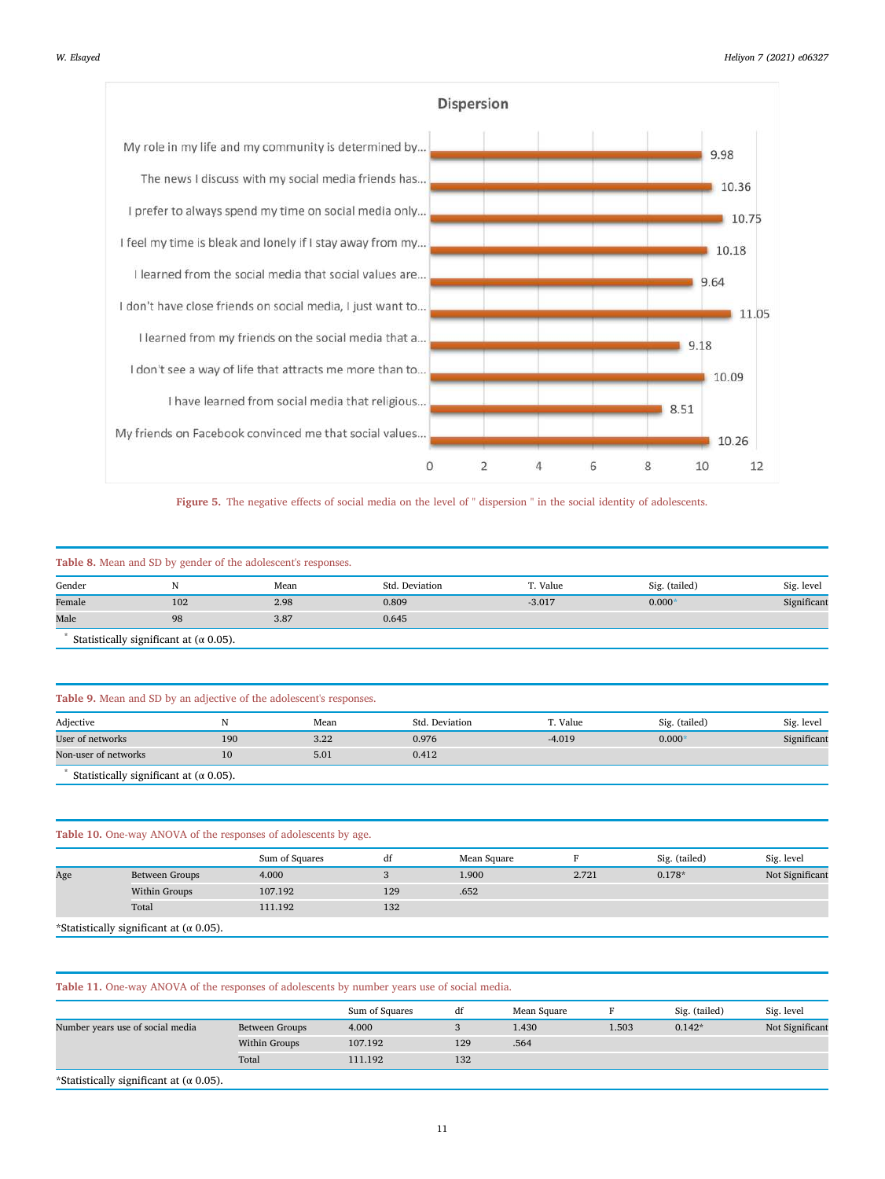Dispersion

| Item | Value |
|---|---|
| My role in my life and my community is determined by... | 9.98 |
| The news I discuss with my social media friends has... | 10.36 |
| I prefer to always spend my time on social media only... | 10.75 |
| I feel my time is bleak and lonely if I stay away from my... | 10.18 |
| I learned from the social media that social values are... | 9.64 |
| I don't have close friends on social media, I just want to... | 11.05 |
| I learned from my friends on the social media that a... | 9.18 |
| I don't see a way of life that attracts me more than to... | 10.09 |
| I have learned from social media that religious... | 8.51 |
| My friends on Facebook convinced me that social values... | 10.26 |

**Figure 5.** The negative effects of social media on the level of " dispersion " in the social identity of adolescents.

**Table 8.** Mean and SD by gender of the adolescent's responses.

| Gender | N | Mean | Std. Deviation | T. Value | Sig. (tailed) | Sig. level |
|---|---|---|---|---|---|---|
| Female | 102 | 2.98 | 0.809 | -3.017 | 0.000* | Significant |
| Male | 98 | 3.87 | 0.645 | | | |

\* Statistically significant at (α 0.05).

**Table 9.** Mean and SD by an adjective of the adolescent's responses.

| Adjective | N | Mean | Std. Deviation | T. Value | Sig. (tailed) | Sig. level |
|---|---|---|---|---|---|---|
| User of networks | 190 | 3.22 | 0.976 | -4.019 | 0.000* | Significant |
| Non-user of networks | 10 | 5.01 | 0.412 | | | |

\* Statistically significant at (α 0.05).

**Table 10.** One-way ANOVA of the responses of adolescents by age.

| | | Sum of Squares | df | Mean Square | F | Sig. (tailed) | Sig. level |
|---|---|---|---|---|---|---|---|
| Age | Between Groups | 4.000 | 3 | 1.900 | 2.721 | 0.178* | Not Significant |
| | Within Groups | 107.192 | 129 | .652 | | | |
| | Total | 111.192 | 132 | | | | |

\*Statistically significant at (α 0.05).

**Table 11.** One-way ANOVA of the responses of adolescents by number years use of social media.

| | | Sum of Squares | df | Mean Square | F | Sig. (tailed) | Sig. level |
|---|---|---|---|---|---|---|---|
| Number years use of social media | Between Groups | 4.000 | 3 | 1.430 | 1.503 | 0.142* | Not Significant |
| | Within Groups | 107.192 | 129 | .564 | | | |
| | Total | 111.192 | 132 | | | | |

\*Statistically significant at (α 0.05).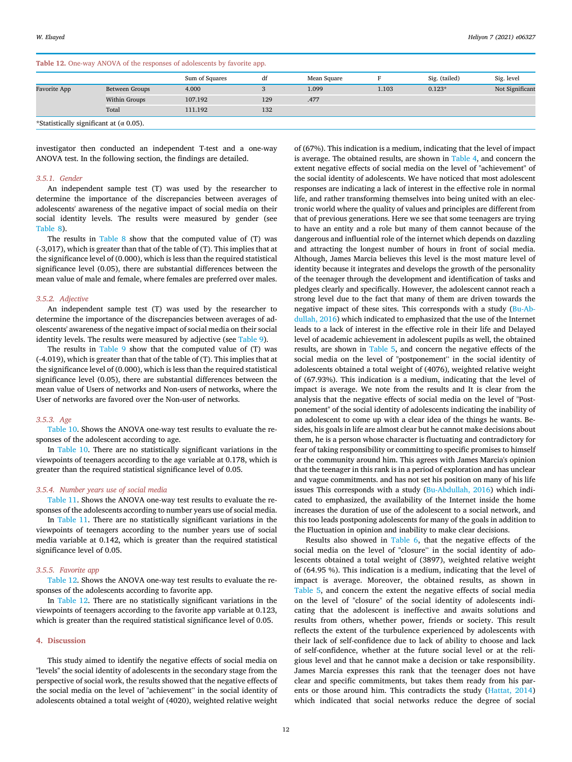**Table 12.** One-way ANOVA of the responses of adolescents by favorite app.

| | | Sum of Squares | df | Mean Square | F | Sig. (tailed) | Sig. level |
|---|---|---|---|---|---|---|---|
| Favorite App | Between Groups | 4.000 | 3 | 1.099 | 1.103 | 0.123* | Not Significant |
| | Within Groups | 107.192 | 129 | .477 | | | |
| | Total | 111.192 | 132 | | | | |

*Statistically significant at (α 0.05).

investigator then conducted an independent T-test and a one-way ANOVA test. In the following section, the findings are detailed.

### 3.5.1. Gender

An independent sample test (T) was used by the researcher to determine the importance of the discrepancies between averages of adolescents' awareness of the negative impact of social media on their social identity levels. The results were measured by gender (see Table 8).

The results in Table 8 show that the computed value of (T) was (-3,017), which is greater than that of the table of (T). This implies that at the significance level of (0.000), which is less than the required statistical significance level (0.05), there are substantial differences between the mean value of male and female, where females are preferred over males.

### 3.5.2. Adjective

An independent sample test (T) was used by the researcher to determine the importance of the discrepancies between averages of adolescents' awareness of the negative impact of social media on their social identity levels. The results were measured by adjective (see Table 9).

The results in Table 9 show that the computed value of (T) was (-4.019), which is greater than that of the table of (T). This implies that at the significance level of (0.000), which is less than the required statistical significance level (0.05), there are substantial differences between the mean value of Users of networks and Non-users of networks, where the User of networks are favored over the Non-user of networks.

### 3.5.3. Age

Table 10. Shows the ANOVA one-way test results to evaluate the responses of the adolescent according to age.

In Table 10. There are no statistically significant variations in the viewpoints of teenagers according to the age variable at 0.178, which is greater than the required statistical significance level of 0.05.

### 3.5.4. Number years use of social media

Table 11. Shows the ANOVA one-way test results to evaluate the responses of the adolescents according to number years use of social media.

In Table 11. There are no statistically significant variations in the viewpoints of teenagers according to the number years use of social media variable at 0.142, which is greater than the required statistical significance level of 0.05.

### 3.5.5. Favorite app

Table 12. Shows the ANOVA one-way test results to evaluate the responses of the adolescents according to favorite app.

In Table 12. There are no statistically significant variations in the viewpoints of teenagers according to the favorite app variable at 0.123, which is greater than the required statistical significance level of 0.05.

## 4. Discussion

This study aimed to identify the negative effects of social media on "levels" the social identity of adolescents in the secondary stage from the perspective of social work, the results showed that the negative effects of the social media on the level of "achievement" in the social identity of adolescents obtained a total weight of (4020), weighted relative weight of (67%). This indication is a medium, indicating that the level of impact is average. The obtained results, are shown in Table 4, and concern the extent negative effects of social media on the level of "achievement" of the social identity of adolescents. We have noticed that most adolescent responses are indicating a lack of interest in the effective role in normal life, and rather transforming themselves into being united with an electronic world where the quality of values and principles are different from that of previous generations. Here we see that some teenagers are trying to have an entity and a role but many of them cannot because of the dangerous and influential role of the internet which depends on dazzling and attracting the longest number of hours in front of social media. Although, James Marcia believes this level is the most mature level of identity because it integrates and develops the growth of the personality of the teenager through the development and identification of tasks and pledges clearly and specifically. However, the adolescent cannot reach a strong level due to the fact that many of them are driven towards the negative impact of these sites. This corresponds with a study (Bu-Abdullah, 2016) which indicated to emphasized that the use of the Internet leads to a lack of interest in the effective role in their life and Delayed level of academic achievement in adolescent pupils as well, the obtained results, are shown in Table 5, and concern the negative effects of the social media on the level of "postponement" in the social identity of adolescents obtained a total weight of (4076), weighted relative weight of (67.93%). This indication is a medium, indicating that the level of impact is average. We note from the results and It is clear from the analysis that the negative effects of social media on the level of "Postponement" of the social identity of adolescents indicating the inability of an adolescent to come up with a clear idea of the things he wants. Besides, his goals in life are almost clear but he cannot make decisions about them, he is a person whose character is fluctuating and contradictory for fear of taking responsibility or committing to specific promises to himself or the community around him. This agrees with James Marcia's opinion that the teenager in this rank is in a period of exploration and has unclear and vague commitments. and has not set his position on many of his life issues This corresponds with a study (Bu-Abdullah, 2016) which indicated to emphasized, the availability of the Internet inside the home increases the duration of use of the adolescent to a social network, and this too leads postponing adolescents for many of the goals in addition to the Fluctuation in opinion and inability to make clear decisions.

Results also showed in Table 6, that the negative effects of the social media on the level of "closure" in the social identity of adolescents obtained a total weight of (3897), weighted relative weight of (64.95 %). This indication is a medium, indicating that the level of impact is average. Moreover, the obtained results, as shown in Table 5, and concern the extent the negative effects of social media on the level of "closure" of the social identity of adolescents indicating that the adolescent is ineffective and awaits solutions and results from others, whether power, friends or society. This result reflects the extent of the turbulence experienced by adolescents with their lack of self-confidence due to lack of ability to choose and lack of self-confidence, whether at the future social level or at the religious level and that he cannot make a decision or take responsibility. James Marcia expresses this rank that the teenager does not have clear and specific commitments, but takes them ready from his parents or those around him. This contradicts the study (Hattat, 2014) which indicated that social networks reduce the degree of social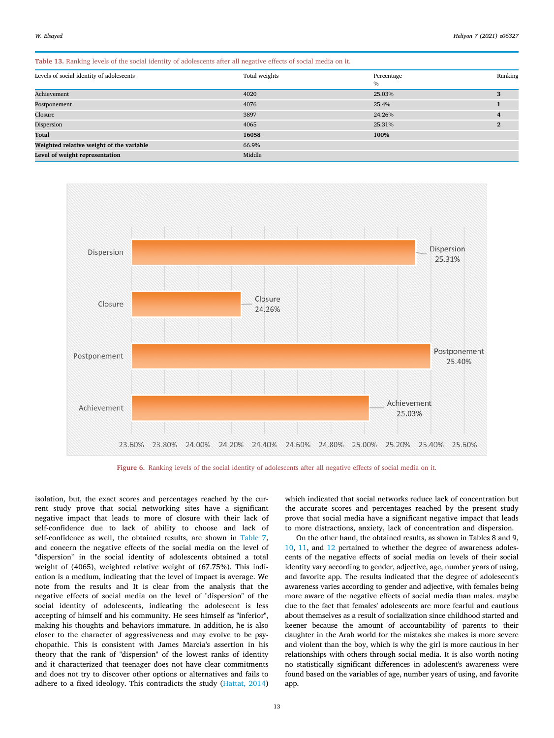**Table 13.** Ranking levels of the social identity of adolescents after all negative effects of social media on it.

| Levels of social identity of adolescents | Total weights | Percentage % | Ranking |
|---|---|---|---|
| Achievement | 4020 | 25.03% | **3** |
| Postponement | 4076 | 25.4% | **1** |
| Closure | 3897 | 24.26% | **4** |
| Dispersion | 4065 | 25.31% | **2** |
| **Total** | **16058** | **100%** | |
| **Weighted relative weight of the variable** | 66.9% | | |
| **Level of weight representation** | Middle | | |

**Figure 6.** Ranking levels of the social identity of adolescents after all negative effects of social media on it.

isolation, but, the exact scores and percentages reached by the current study prove that social networking sites have a significant negative impact that leads to more of closure with their lack of self-confidence due to lack of ability to choose and lack of self-confidence as well, the obtained results, are shown in Table 7, and concern the negative effects of the social media on the level of "dispersion'' in the social identity of adolescents obtained a total weight of (4065), weighted relative weight of (67.75%). This indication is a medium, indicating that the level of impact is average. We note from the results and It is clear from the analysis that the negative effects of social media on the level of "dispersion" of the social identity of adolescents, indicating the adolescent is less accepting of himself and his community. He sees himself as "inferior", making his thoughts and behaviors immature. In addition, he is also closer to the character of aggressiveness and may evolve to be psychopathic. This is consistent with James Marcia's assertion in his theory that the rank of "dispersion" of the lowest ranks of identity and it characterized that teenager does not have clear commitments and does not try to discover other options or alternatives and fails to adhere to a fixed ideology. This contradicts the study (Hattat, 2014) which indicated that social networks reduce lack of concentration but the accurate scores and percentages reached by the present study prove that social media have a significant negative impact that leads to more distractions, anxiety, lack of concentration and dispersion.

On the other hand, the obtained results, as shown in Tables 8 and 9, 10, 11, and 12 pertained to whether the degree of awareness adolescents of the negative effects of social media on levels of their social identity vary according to gender, adjective, age, number years of using, and favorite app. The results indicated that the degree of adolescent's awareness varies according to gender and adjective, with females being more aware of the negative effects of social media than males. maybe due to the fact that females' adolescents are more fearful and cautious about themselves as a result of socialization since childhood started and keener because the amount of accountability of parents to their daughter in the Arab world for the mistakes she makes is more severe and violent than the boy, which is why the girl is more cautious in her relationships with others through social media. It is also worth noting no statistically significant differences in adolescent's awareness were found based on the variables of age, number years of using, and favorite app.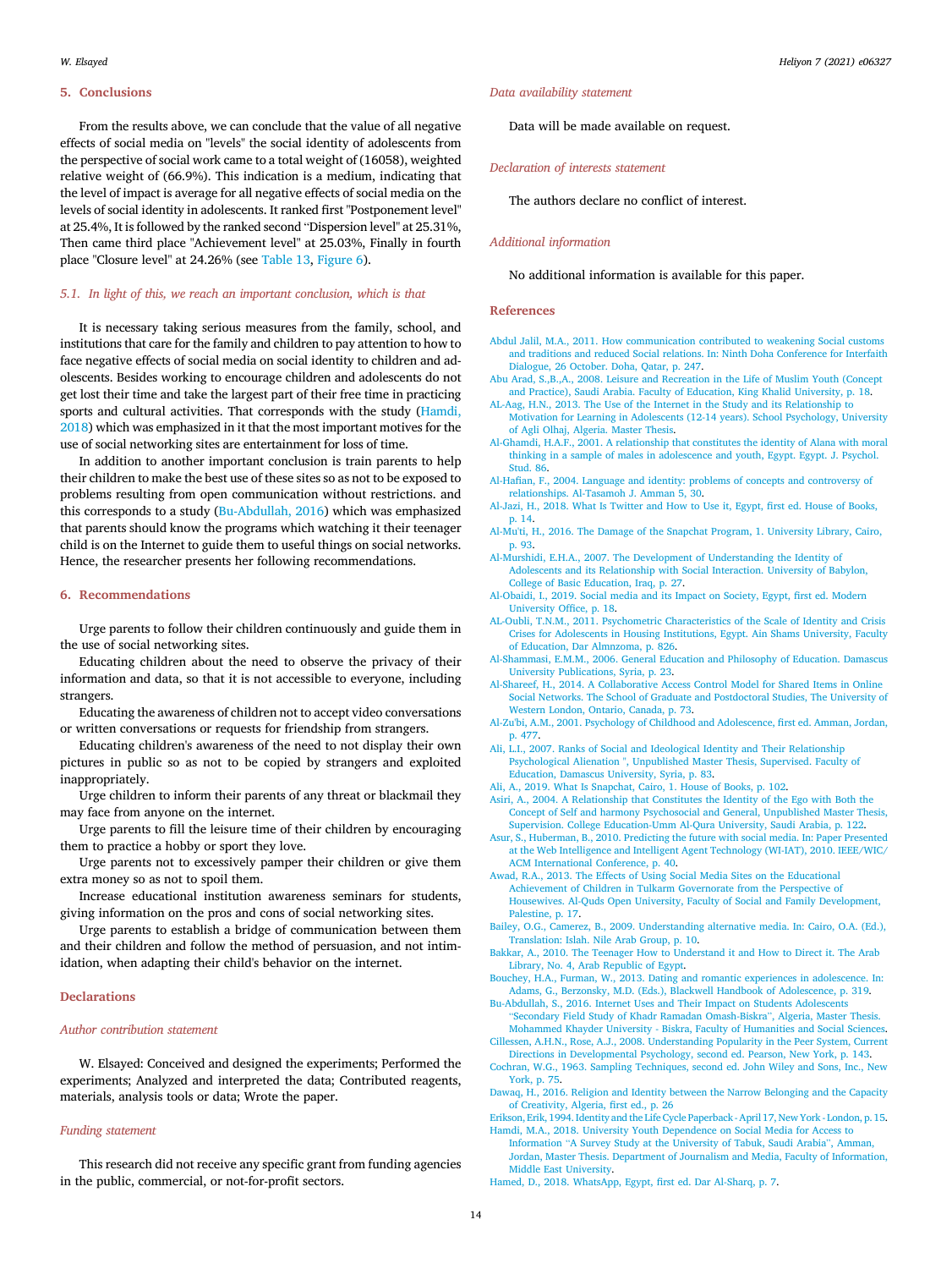## 5. Conclusions

From the results above, we can conclude that the value of all negative effects of social media on "levels" the social identity of adolescents from the perspective of social work came to a total weight of (16058), weighted relative weight of (66.9%). This indication is a medium, indicating that the level of impact is average for all negative effects of social media on the levels of social identity in adolescents. It ranked first "Postponement level" at 25.4%, It is followed by the ranked second "Dispersion level" at 25.31%, Then came third place "Achievement level" at 25.03%, Finally in fourth place "Closure level" at 24.26% (see Table 13, Figure 6).

### *5.1. In light of this, we reach an important conclusion, which is that*

It is necessary taking serious measures from the family, school, and institutions that care for the family and children to pay attention to how to face negative effects of social media on social identity to children and adolescents. Besides working to encourage children and adolescents do not get lost their time and take the largest part of their free time in practicing sports and cultural activities. That corresponds with the study (Hamdi, 2018) which was emphasized in it that the most important motives for the use of social networking sites are entertainment for loss of time.

In addition to another important conclusion is train parents to help their children to make the best use of these sites so as not to be exposed to problems resulting from open communication without restrictions. and this corresponds to a study (Bu-Abdullah, 2016) which was emphasized that parents should know the programs which watching it their teenager child is on the Internet to guide them to useful things on social networks. Hence, the researcher presents her following recommendations.

## 6. Recommendations

Urge parents to follow their children continuously and guide them in the use of social networking sites.

Educating children about the need to observe the privacy of their information and data, so that it is not accessible to everyone, including strangers.

Educating the awareness of children not to accept video conversations or written conversations or requests for friendship from strangers.

Educating children's awareness of the need to not display their own pictures in public so as not to be copied by strangers and exploited inappropriately.

Urge children to inform their parents of any threat or blackmail they may face from anyone on the internet.

Urge parents to fill the leisure time of their children by encouraging them to practice a hobby or sport they love.

Urge parents not to excessively pamper their children or give them extra money so as not to spoil them.

Increase educational institution awareness seminars for students, giving information on the pros and cons of social networking sites.

Urge parents to establish a bridge of communication between them and their children and follow the method of persuasion, and not intimidation, when adapting their child's behavior on the internet.

## Declarations

### *Author contribution statement*

W. Elsayed: Conceived and designed the experiments; Performed the experiments; Analyzed and interpreted the data; Contributed reagents, materials, analysis tools or data; Wrote the paper.

### *Funding statement*

This research did not receive any specific grant from funding agencies in the public, commercial, or not-for-profit sectors.

### *Data availability statement*

Data will be made available on request.

### *Declaration of interests statement*

The authors declare no conflict of interest.

### *Additional information*

No additional information is available for this paper.

## References

Abdul Jalil, M.A., 2011. How communication contributed to weakening Social customs and traditions and reduced Social relations. In: Ninth Doha Conference for Interfaith Dialogue, 26 October. Doha, Qatar, p. 247.

Abu Arad, S.,B.,A., 2008. Leisure and Recreation in the Life of Muslim Youth (Concept and Practice), Saudi Arabia. Faculty of Education, King Khalid University, p. 18.

AL-Aag, H.N., 2013. The Use of the Internet in the Study and its Relationship to Motivation for Learning in Adolescents (12-14 years). School Psychology, University of Agli Olhaj, Algeria. Master Thesis.

Al-Ghamdi, H.A.F., 2001. A relationship that constitutes the identity of Alana with moral thinking in a sample of males in adolescence and youth, Egypt. Egypt. J. Psychol. Stud. 86.

Al-Hafian, F., 2004. Language and identity: problems of concepts and controversy of relationships. Al-Tasamoh J. Amman 5, 30.

Al-Jazi, H., 2018. What Is Twitter and How to Use it, Egypt, first ed. House of Books, p. 14.

Al-Mu'ti, H., 2016. The Damage of the Snapchat Program, 1. University Library, Cairo, p. 93.

Al-Murshidi, E.H.A., 2007. The Development of Understanding the Identity of Adolescents and its Relationship with Social Interaction. University of Babylon, College of Basic Education, Iraq, p. 27.

Al-Obaidi, I., 2019. Social media and its Impact on Society, Egypt, first ed. Modern University Office, p. 18.

AL-Oubli, T.N.M., 2011. Psychometric Characteristics of the Scale of Identity and Crisis Crises for Adolescents in Housing Institutions, Egypt. Ain Shams University, Faculty of Education, Dar Almnzoma, p. 826.

Al-Shammasi, E.M.M., 2006. General Education and Philosophy of Education. Damascus University Publications, Syria, p. 23.

Al-Shareef, H., 2014. A Collaborative Access Control Model for Shared Items in Online Social Networks. The School of Graduate and Postdoctoral Studies, The University of Western London, Ontario, Canada, p. 73.

Al-Zu'bi, A.M., 2001. Psychology of Childhood and Adolescence, first ed. Amman, Jordan, p. 477.

Ali, L.I., 2007. Ranks of Social and Ideological Identity and Their Relationship Psychological Alienation ", Unpublished Master Thesis, Supervised. Faculty of Education, Damascus University, Syria, p. 83.

Ali, A., 2019. What Is Snapchat, Cairo, 1. House of Books, p. 102.

Asiri, A., 2004. A Relationship that Constitutes the Identity of the Ego with Both the Concept of Self and harmony Psychosocial and General, Unpublished Master Thesis, Supervision. College Education-Umm Al-Qura University, Saudi Arabia, p. 122.

Asur, S., Huberman, B., 2010. Predicting the future with social media. In: Paper Presented at the Web Intelligence and Intelligent Agent Technology (WI-IAT), 2010. IEEE/WIC/ACM International Conference, p. 40.

Awad, R.A., 2013. The Effects of Using Social Media Sites on the Educational Achievement of Children in Tulkarm Governorate from the Perspective of Housewives. Al-Quds Open University, Faculty of Social and Family Development, Palestine, p. 17.

Bailey, O.G., Camerez, B., 2009. Understanding alternative media. In: Cairo, O.A. (Ed.), Translation: Islah. Nile Arab Group, p. 10.

Bakkar, A., 2010. The Teenager How to Understand it and How to Direct it. The Arab Library, No. 4, Arab Republic of Egypt.

Bouchey, H.A., Furman, W., 2013. Dating and romantic experiences in adolescence. In: Adams, G., Berzonsky, M.D. (Eds.), Blackwell Handbook of Adolescence, p. 319.

Bu-Abdullah, S., 2016. Internet Uses and Their Impact on Students Adolescents "Secondary Field Study of Khadr Ramadan Omash-Biskra", Algeria, Master Thesis. Mohammed Khayder University - Biskra, Faculty of Humanities and Social Sciences.

Cillessen, A.H.N., Rose, A.J., 2008. Understanding Popularity in the Peer System, Current Directions in Developmental Psychology, second ed. Pearson, New York, p. 143.

Cochran, W.G., 1963. Sampling Techniques, second ed. John Wiley and Sons, Inc., New York, p. 75.

Dawaq, H., 2016. Religion and Identity between the Narrow Belonging and the Capacity of Creativity, Algeria, first ed., p. 26

Erikson, Erik, 1994. Identity and the Life Cycle Paperback - April 17, New York - London, p. 15.

Hamdi, M.A., 2018. University Youth Dependence on Social Media for Access to Information "A Survey Study at the University of Tabuk, Saudi Arabia", Amman, Jordan, Master Thesis. Department of Journalism and Media, Faculty of Information, Middle East University.

Hamed, D., 2018. WhatsApp, Egypt, first ed. Dar Al-Sharq, p. 7.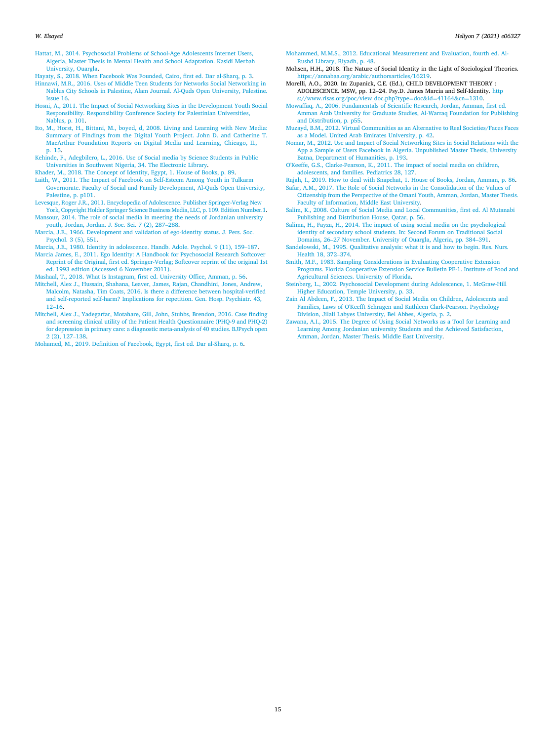Hattat, M., 2014. Psychosocial Problems of School-Age Adolescents Internet Users, Algeria, Master Thesis in Mental Health and School Adaptation. Kasidi Merbah University, Ouargla.

Hayaty, S., 2018. When Facebook Was Founded, Cairo, first ed. Dar al-Sharq, p. 3.

Hinnawi, M.R., 2016. Uses of Middle Teen Students for Networks Social Networking in Nablus City Schools in Palestine, Alam Journal. Al-Quds Open University, Palestine. Issue 16.

Hosni, A., 2011. The Impact of Social Networking Sites in the Development Youth Social Responsibility. Responsibility Conference Society for Palestinian Universities, Nablus, p. 101.

Ito, M., Horst, H., Bittani, M., boyed, d, 2008. Living and Learning with New Media: Summary of Findings from the Digital Youth Project. John D. and Catherine T. MacArthur Foundation Reports on Digital Media and Learning, Chicago, IL, p. 15.

Kehinde, F., Adegbilero, L., 2016. Use of Social media by Science Students in Public Universities in Southwest Nigeria, 34. The Electronic Library.

Khader, M., 2018. The Concept of Identity, Egypt, 1. House of Books, p. 89.

Laith, W., 2011. The Impact of Facebook on Self-Esteem Among Youth in Tulkarm Governorate. Faculty of Social and Family Development, Al-Quds Open University, Palestine, p. p101.

Levesque, Roger J.R., 2011. Encyclopedia of Adolescence. Publisher Springer-Verlag New York, Copyright Holder Springer Science Business Media, LLC, p. 109. Edition Number.1.

Mansour, 2014. The role of social media in meeting the needs of Jordanian university youth, Jordan, Jordan. J. Soc. Sci. 7 (2), 287–288.

Marcia, J.E., 1966. Development and validation of ego-identity status. J. Pers. Soc. Psychol. 3 (5), 551.

Marcia, J.E., 1980. Identity in adolescence. Handb. Adole. Psychol. 9 (11), 159–187.

Marcia James, E., 2011. Ego Identity: A Handbook for Psychosocial Research Softcover Reprint of the Original, first ed. Springer-Verlag; Softcover reprint of the original 1st ed. 1993 edition (Accessed 6 November 2011).

Mashaal, T., 2018. What Is Instagram, first ed. University Office, Amman, p. 56.

Mitchell, Alex J., Hussain, Shahana, Leaver, James, Rajan, Chandhini, Jones, Andrew, Malcolm, Natasha, Tim Coats, 2016. Is there a difference between hospital-verified and self-reported self-harm? Implications for repetition. Gen. Hosp. Psychiatr. 43, 12–16.

Mitchell, Alex J., Yadegarfar, Motahare, Gill, John, Stubbs, Brendon, 2016. Case finding and screening clinical utility of the Patient Health Questionnaire (PHQ-9 and PHQ-2) for depression in primary care: a diagnostic meta-analysis of 40 studies. BJPsych open 2 (2), 127–138.

Mohamed, M., 2019. Definition of Facebook, Egypt, first ed. Dar al-Sharq, p. 6.

Mohammed, M.M.S., 2012. Educational Measurement and Evaluation, fourth ed. Al-Rushd Library, Riyadh, p. 48.

Mohsen, H.H., 2018. The Nature of Social Identity in the Light of Sociological Theories. https://annabaa.org/arabic/authorsarticles/16219.

Morelli, A.O., 2020. In: Zupanick, C.E. (Ed.), CHILD DEVELOPMENT THEORY : ADOLESCENCE. MSW, pp. 12–24. Psy.D. James Marcia and Self-Identity. https://www.risas.org/poc/view_doc.php?type=doc&id=41164&cn=1310.

Mowaffaq, A., 2006. Fundamentals of Scientific Research, Jordan, Amman, first ed. Amman Arab University for Graduate Studies, Al-Warraq Foundation for Publishing and Distribution, p. p55.

Muzayd, B.M., 2012. Virtual Communities as an Alternative to Real Societies/Faces Faces as a Model. United Arab Emirates University, p. 42.

Nomar, M., 2012. Use and Impact of Social Networking Sites in Social Relations with the App a Sample of Users Facebook in Algeria. Unpublished Master Thesis, University Batna, Department of Humanities, p. 193.

O'Keeffe, G.S., Clarke-Pearson, K., 2011. The impact of social media on children, adolescents, and families. Pediatrics 28, 127.

Rajah, I., 2019. How to deal with Snapchat, 1. House of Books, Jordan, Amman, p. 86.

Safar, A.M., 2017. The Role of Social Networks in the Consolidation of the Values of Citizenship from the Perspective of the Omani Youth, Amman, Jordan, Master Thesis. Faculty of Information, Middle East University.

Salim, K., 2008. Culture of Social Media and Local Communities, first ed. Al Mutanabi Publishing and Distribution House, Qatar, p. 56.

Salima, H., Fayza, H., 2014. The impact of using social media on the psychological identity of secondary school students. In: Second Forum on Traditional Social Domains, 26–27 November. University of Ouargla, Algeria, pp. 384–391.

Sandelowski, M., 1995. Qualitative analysis: what it is and how to begin. Res. Nurs. Health 18, 372–374.

Smith, M.F., 1983. Sampling Considerations in Evaluating Cooperative Extension Programs. Florida Cooperative Extension Service Bulletin PE-1. Institute of Food and Agricultural Sciences. University of Florida.

Steinberg, L., 2002. Psychosocial Development during Adolescence, 1. McGraw-Hill Higher Education, Temple University, p. 33.

Zain Al Abdeen, F., 2013. The Impact of Social Media on Children, Adolescents and Families, Laws of O'Keefft Schragen and Kathleen Clark-Pearson. Psychology Division, Jilali Labyes University, Bel Abbes, Algeria, p. 2.

Zawana, A.I., 2015. The Degree of Using Social Networks as a Tool for Learning and Learning Among Jordanian university Students and the Achieved Satisfaction, Amman, Jordan, Master Thesis. Middle East University.